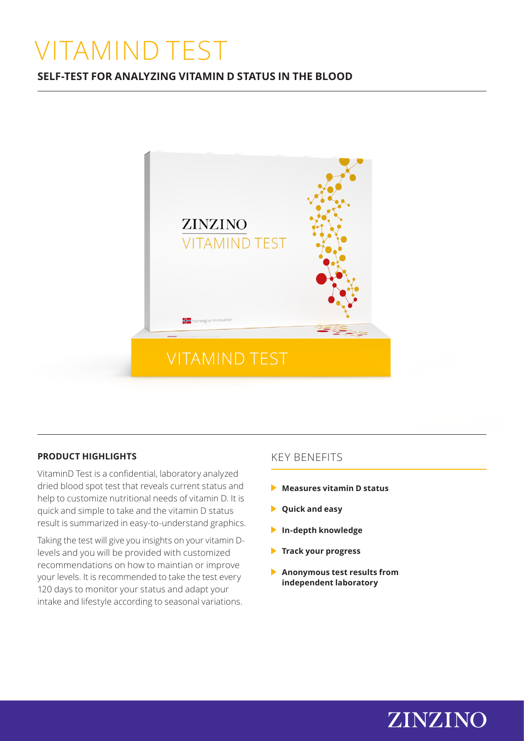# VITAMIND TEST

**SELF-TEST FOR ANALYZING VITAMIN D STATUS IN THE BLOOD**

### PRODUCT HIGHLIGHTS

VitaminD Test is a confidential, laboratory analyzed dried blood spot test that reveals current status and help to customize nutritional needs of vitamin D. It is quick and simple to take and the vitamin D status result is summarized in easy-to-understand graphics.

Taking the test will give you insights on your vitamin D-levels and you will be provided with customized recommendations on how to maintian or improve your levels. It is recommended to take the test every 120 days to monitor your status and adapt your intake and lifestyle according to seasonal variations.

### KEY BENEFITS

- **Measures vitamin D status**
- **Quick and easy**
- **In-depth knowledge**
- **Track your progress**
- **Anonymous test results from independent laboratory**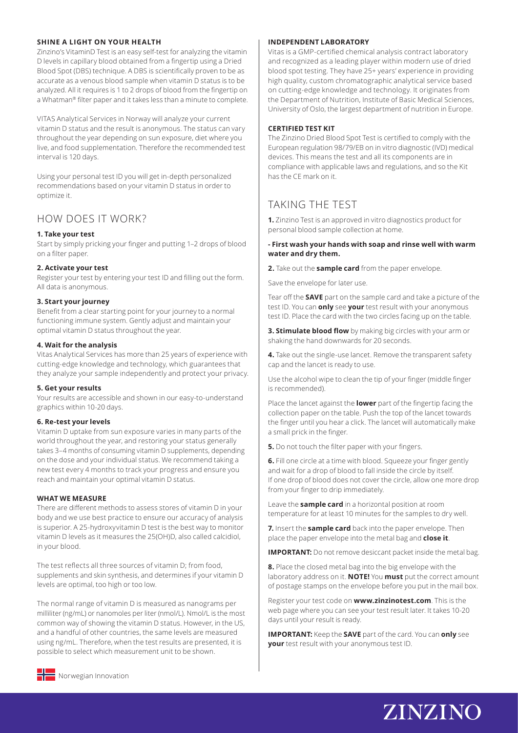### SHINE A LIGHT ON YOUR HEALTH

Zinzino's VitaminD Test is an easy self-test for analyzing the vitamin D levels in capillary blood obtained from a fingertip using a Dried Blood Spot (DBS) technique. A DBS is scientifically proven to be as accurate as a venous blood sample when vitamin D status is to be analyzed. All it requires is 1 to 2 drops of blood from the fingertip on a Whatman® filter paper and it takes less than a minute to complete.

VITAS Analytical Services in Norway will analyze your current vitamin D status and the result is anonymous. The status can vary throughout the year depending on sun exposure, diet where you live, and food supplementation. Therefore the recommended test interval is 120 days.

Using your personal test ID you will get in-depth personalized recommendations based on your vitamin D status in order to optimize it.

## HOW DOES IT WORK?

**1. Take your test**

Start by simply pricking your finger and putting 1–2 drops of blood on a filter paper.

**2. Activate your test**

Register your test by entering your test ID and filling out the form. All data is anonymous.

**3. Start your journey**

Benefit from a clear starting point for your journey to a normal functioning immune system. Gently adjust and maintain your optimal vitamin D status throughout the year.

**4. Wait for the analysis**

Vitas Analytical Services has more than 25 years of experience with cutting-edge knowledge and technology, which guarantees that they analyze your sample independently and protect your privacy.

**5. Get your results**

Your results are accessible and shown in our easy-to-understand graphics within 10-20 days.

**6. Re-test your levels**

Vitamin D uptake from sun exposure varies in many parts of the world throughout the year, and restoring your status generally takes 3–4 months of consuming vitamin D supplements, depending on the dose and your individual status. We recommend taking a new test every 4 months to track your progress and ensure you reach and maintain your optimal vitamin D status.

### WHAT WE MEASURE

There are different methods to assess stores of vitamin D in your body and we use best practice to ensure our accuracy of analysis is superior. A 25-hydroxyvitamin D test is the best way to monitor vitamin D levels as it measures the 25(OH)D, also called calcidiol, in your blood.

The test reflects all three sources of vitamin D; from food, supplements and skin synthesis, and determines if your vitamin D levels are optimal, too high or too low.

The normal range of vitamin D is measured as nanograms per milliliter (ng/mL) or nanomoles per liter (nmol/L). Nmol/L is the most common way of showing the vitamin D status. However, in the US, and a handful of other countries, the same levels are measured using ng/mL. Therefore, when the test results are presented, it is possible to select which measurement unit to be shown.

Norwegian Innovation

### INDEPENDENT LABORATORY

Vitas is a GMP-certified chemical analysis contract laboratory and recognized as a leading player within modern use of dried blood spot testing. They have 25+ years' experience in providing high quality, custom chromatographic analytical service based on cutting-edge knowledge and technology. It originates from the Department of Nutrition, Institute of Basic Medical Sciences, University of Oslo, the largest department of nutrition in Europe.

### CERTIFIED TEST KIT

The Zinzino Dried Blood Spot Test is certified to comply with the European regulation 98/79/EB on in vitro diagnostic (IVD) medical devices. This means the test and all its components are in compliance with applicable laws and regulations, and so the Kit has the CE mark on it.

## TAKING THE TEST

**1.** Zinzino Test is an approved in vitro diagnostics product for personal blood sample collection at home.

**- First wash your hands with soap and rinse well with warm water and dry them.**

**2.** Take out the **sample card** from the paper envelope.

Save the envelope for later use.

Tear off the **SAVE** part on the sample card and take a picture of the test ID. You can **only** see **your** test result with your anonymous test ID. Place the card with the two circles facing up on the table.

**3. Stimulate blood flow** by making big circles with your arm or shaking the hand downwards for 20 seconds.

**4.** Take out the single-use lancet. Remove the transparent safety cap and the lancet is ready to use.

Use the alcohol wipe to clean the tip of your finger (middle finger is recommended).

Place the lancet against the **lower** part of the fingertip facing the collection paper on the table. Push the top of the lancet towards the finger until you hear a click. The lancet will automatically make a small prick in the finger.

**5.** Do not touch the filter paper with your fingers.

**6.** Fill one circle at a time with blood. Squeeze your finger gently and wait for a drop of blood to fall inside the circle by itself. If one drop of blood does not cover the circle, allow one more drop from your finger to drip immediately.

Leave the **sample card** in a horizontal position at room temperature for at least 10 minutes for the samples to dry well.

**7.** Insert the **sample card** back into the paper envelope. Then place the paper envelope into the metal bag and **close it**.

**IMPORTANT:** Do not remove desiccant packet inside the metal bag.

**8.** Place the closed metal bag into the big envelope with the laboratory address on it. **NOTE!** You **must** put the correct amount of postage stamps on the envelope before you put in the mail box.

Register your test code on **www.zinzinotest.com**. This is the web page where you can see your test result later. It takes 10-20 days until your result is ready.

**IMPORTANT:** Keep the **SAVE** part of the card. You can **only** see **your** test result with your anonymous test ID.

ZINZINO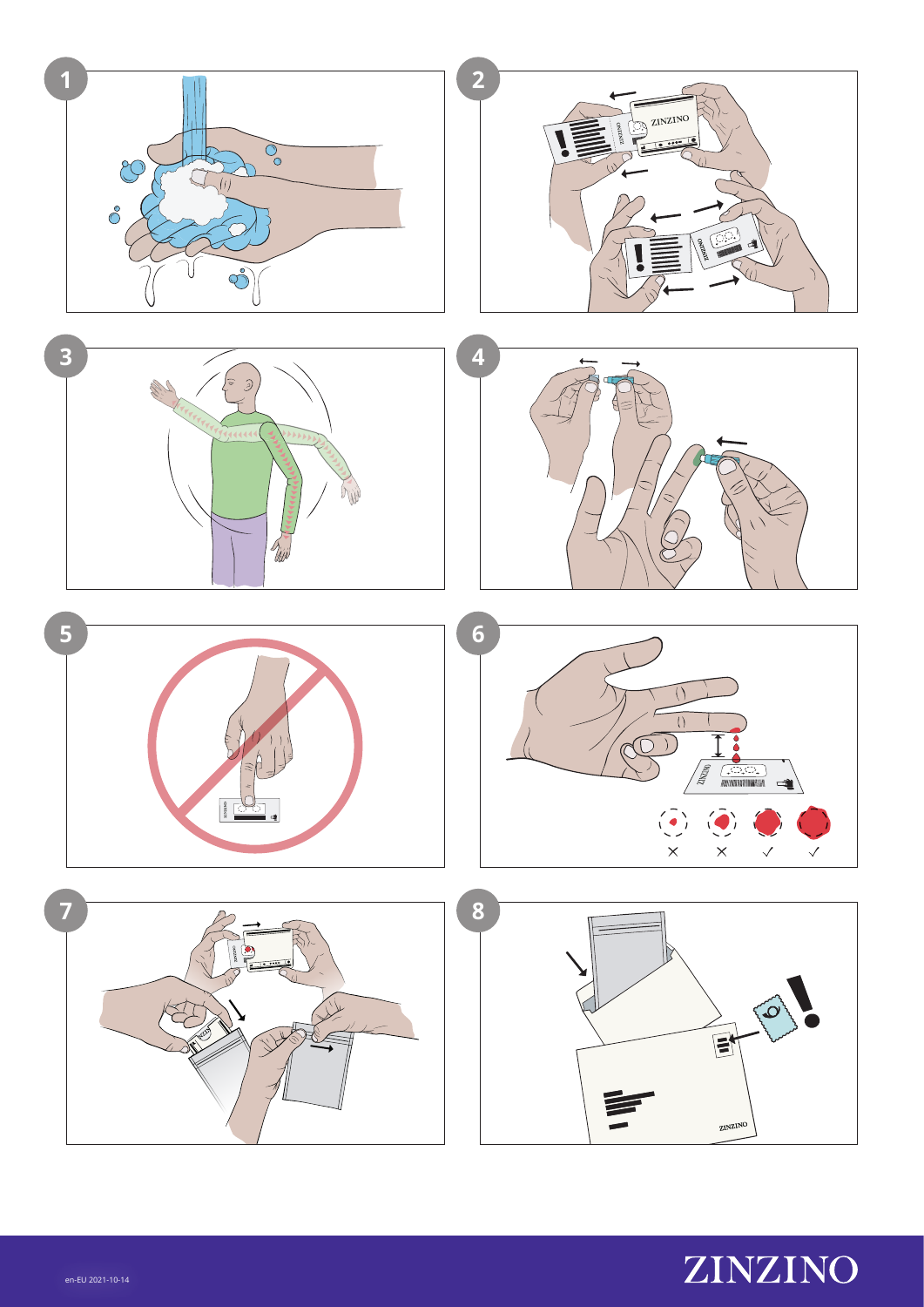1

2

3

4

5

6

7

8

en-EU 2021-10-14

ZINZINO